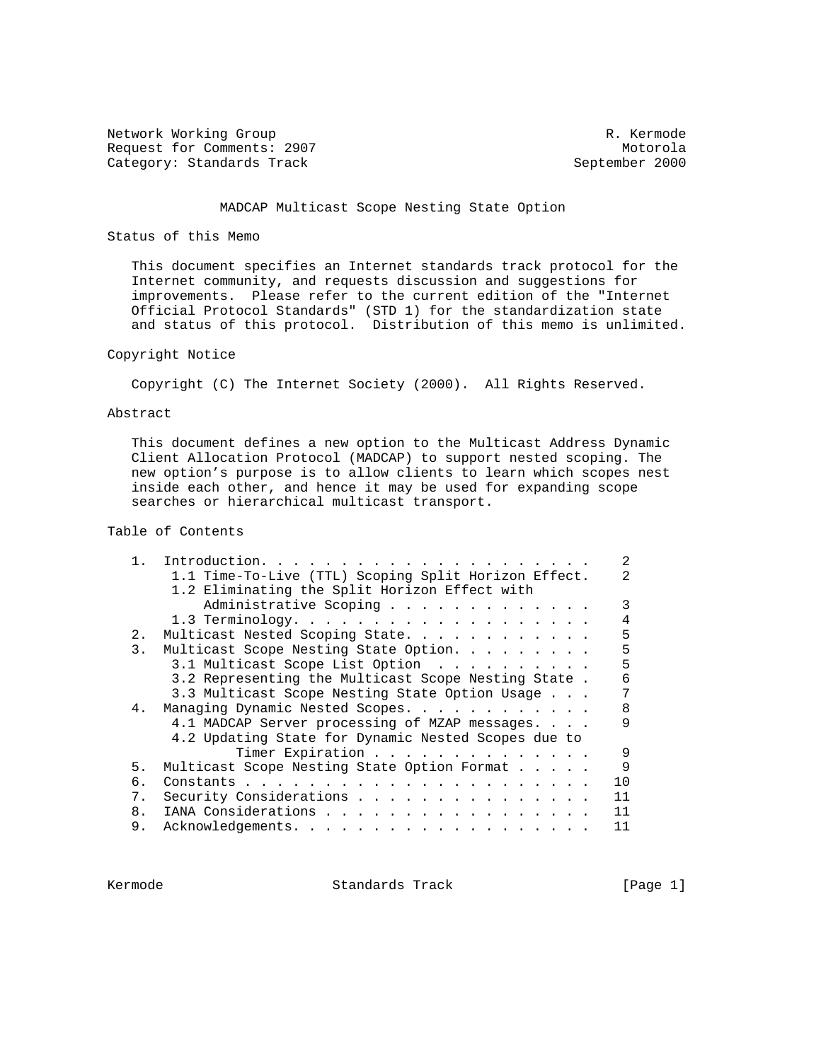Network Working Group R. Kermode
Request for Comments: 2907 Motorola
Category: Standards Track September 2000

# MADCAP Multicast Scope Nesting State Option

## Status of this Memo

This document specifies an Internet standards track protocol for the Internet community, and requests discussion and suggestions for improvements. Please refer to the current edition of the "Internet Official Protocol Standards" (STD 1) for the standardization state and status of this protocol. Distribution of this memo is unlimited.

## Copyright Notice

Copyright (C) The Internet Society (2000). All Rights Reserved.

## Abstract

This document defines a new option to the Multicast Address Dynamic Client Allocation Protocol (MADCAP) to support nested scoping. The new option's purpose is to allow clients to learn which scopes nest inside each other, and hence it may be used for expanding scope searches or hierarchical multicast transport.

## Table of Contents

```
1.  Introduction. . . . . . . . . . . . . . . . . . . . . .    2
     1.1 Time-To-Live (TTL) Scoping Split Horizon Effect.    2
     1.2 Eliminating the Split Horizon Effect with
         Administrative Scoping . . . . . . . . . . . . .    3
     1.3 Terminology. . . . . . . . . . . . . . . . . . .    4
2.  Multicast Nested Scoping State. . . . . . . . . . . .    5
3.  Multicast Scope Nesting State Option. . . . . . . . .    5
     3.1 Multicast Scope List Option  . . . . . . . . . .    5
     3.2 Representing the Multicast Scope Nesting State .    6
     3.3 Multicast Scope Nesting State Option Usage . . .    7
4.  Managing Dynamic Nested Scopes. . . . . . . . . . . .    8
     4.1 MADCAP Server processing of MZAP messages. . . .    9
     4.2 Updating State for Dynamic Nested Scopes due to
             Timer Expiration . . . . . . . . . . . . . .    9
5.  Multicast Scope Nesting State Option Format . . . . .    9
6.  Constants . . . . . . . . . . . . . . . . . . . . . .   10
7.  Security Considerations . . . . . . . . . . . . . . .   11
8.  IANA Considerations . . . . . . . . . . . . . . . . .   11
9.  Acknowledgements. . . . . . . . . . . . . . . . . . .   11
```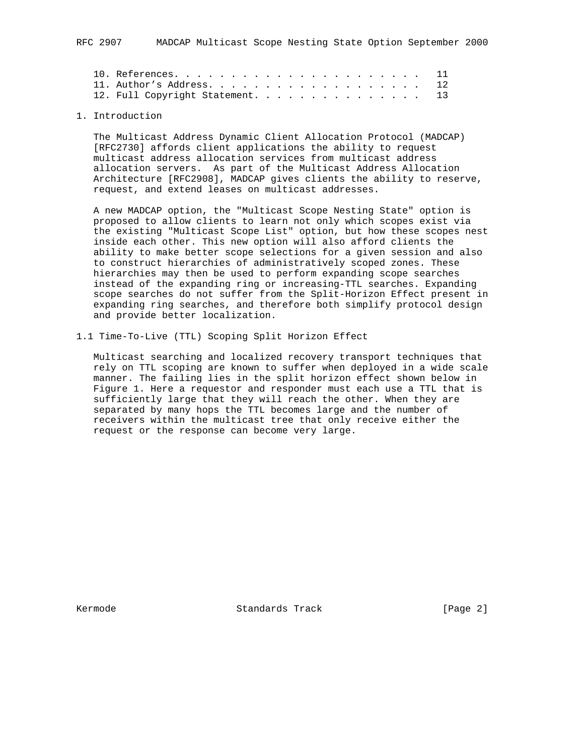10. References. . . . . . . . . . . . . . . . . . . . . . . 11
11. Author's Address. . . . . . . . . . . . . . . . . . . . 12
12. Full Copyright Statement. . . . . . . . . . . . . . . . 13

# 1. Introduction

The Multicast Address Dynamic Client Allocation Protocol (MADCAP) [RFC2730] affords client applications the ability to request multicast address allocation services from multicast address allocation servers. As part of the Multicast Address Allocation Architecture [RFC2908], MADCAP gives clients the ability to reserve, request, and extend leases on multicast addresses.

A new MADCAP option, the "Multicast Scope Nesting State" option is proposed to allow clients to learn not only which scopes exist via the existing "Multicast Scope List" option, but how these scopes nest inside each other. This new option will also afford clients the ability to make better scope selections for a given session and also to construct hierarchies of administratively scoped zones. These hierarchies may then be used to perform expanding scope searches instead of the expanding ring or increasing-TTL searches. Expanding scope searches do not suffer from the Split-Horizon Effect present in expanding ring searches, and therefore both simplify protocol design and provide better localization.

## 1.1 Time-To-Live (TTL) Scoping Split Horizon Effect

Multicast searching and localized recovery transport techniques that rely on TTL scoping are known to suffer when deployed in a wide scale manner. The failing lies in the split horizon effect shown below in Figure 1. Here a requestor and responder must each use a TTL that is sufficiently large that they will reach the other. When they are separated by many hops the TTL becomes large and the number of receivers within the multicast tree that only receive either the request or the response can become very large.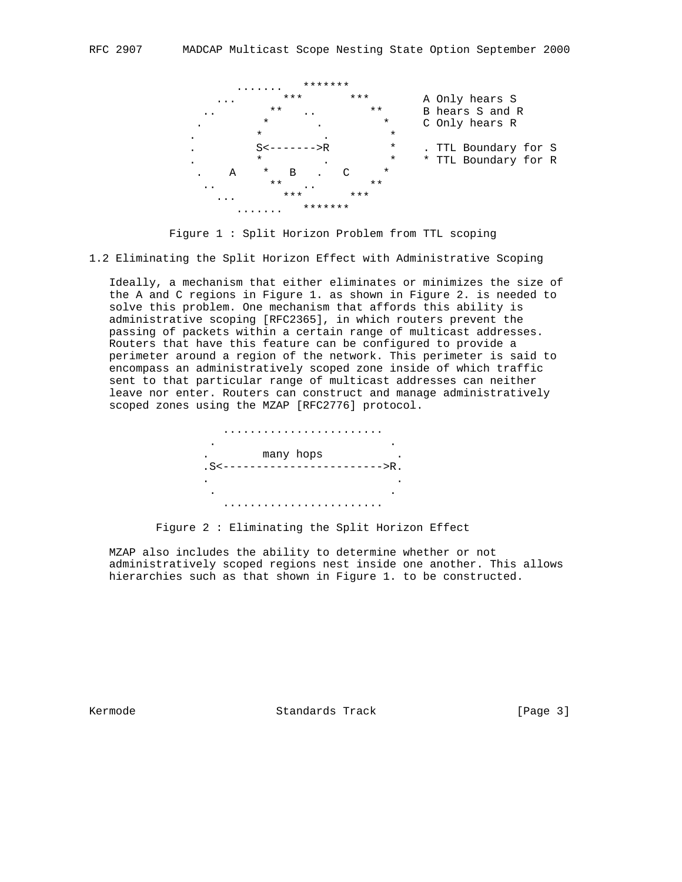```
                  .......   *******
               ...       ***       ***         A Only hears S
             ..        **   ..        **       B hears S and R
            .         *       .         *      C Only hears R
           .         *         .         *
           .         S<------->R         *     . TTL Boundary for S
           .         *         .         *     * TTL Boundary for R
            .    A    *   B   .   C     *
             ..        **   ..        **
               ...       ***       ***
                  .......   *******
```

Figure 1 : Split Horizon Problem from TTL scoping

### 1.2 Eliminating the Split Horizon Effect with Administrative Scoping

Ideally, a mechanism that either eliminates or minimizes the size of the A and C regions in Figure 1. as shown in Figure 2. is needed to solve this problem. One mechanism that affords this ability is administrative scoping [RFC2365], in which routers prevent the passing of packets within a certain range of multicast addresses. Routers that have this feature can be configured to provide a perimeter around a region of the network. This perimeter is said to encompass an administratively scoped zone inside of which traffic sent to that particular range of multicast addresses can neither leave nor enter. Routers can construct and manage administratively scoped zones using the MZAP [RFC2776] protocol.

```
                 ........................
               .                          .
              .        many hops           .
              .S<------------------------>R.
              .                            .
               .                          .
                 ........................
```

Figure 2 : Eliminating the Split Horizon Effect

MZAP also includes the ability to determine whether or not administratively scoped regions nest inside one another. This allows hierarchies such as that shown in Figure 1. to be constructed.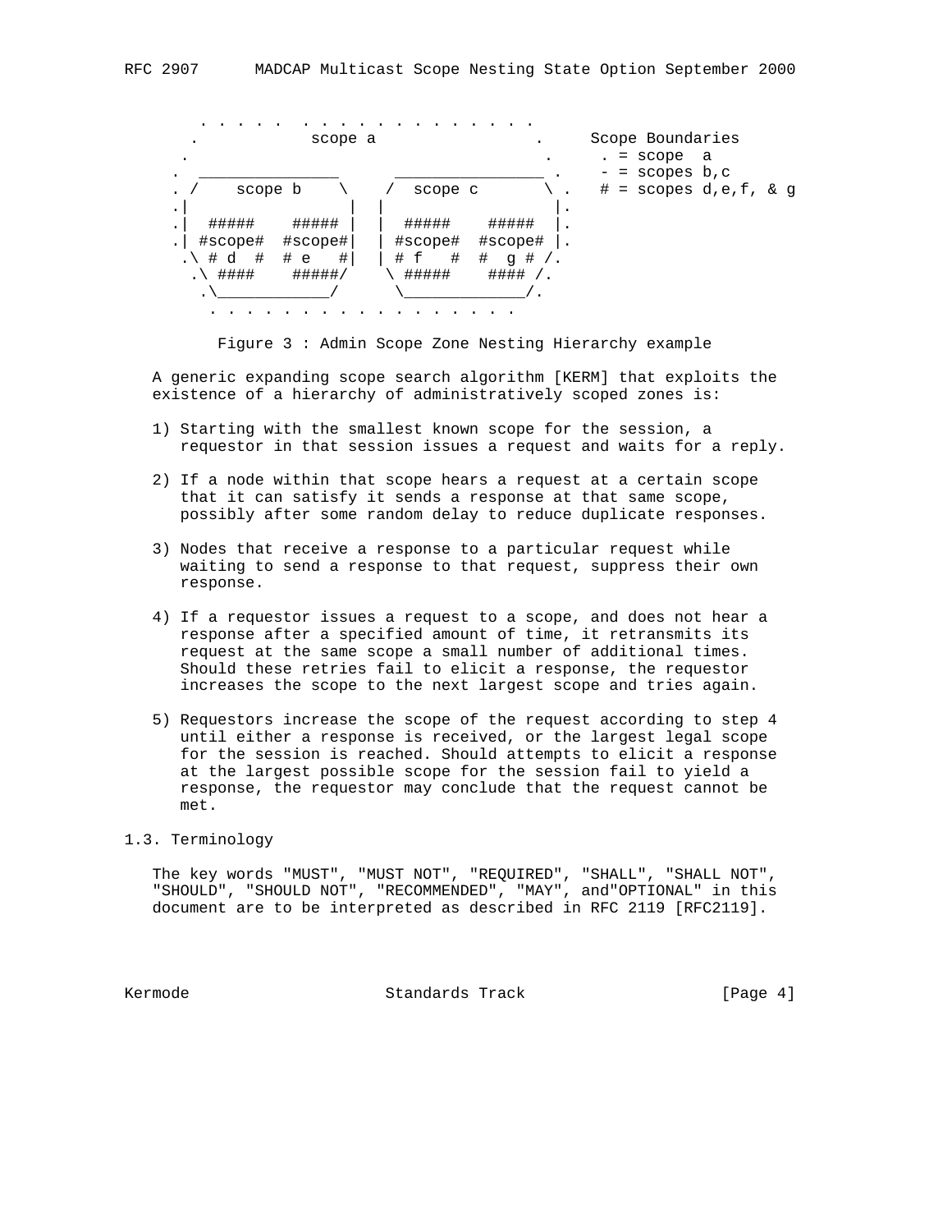```
      . . . . .  . . . . . . . . . . . . . .
     .            scope a                 .     Scope Boundaries
    .                                      .     . = scope  a
   .  _______________    ________________ .    - = scopes b,c
   . /    scope b    \    /  scope c       \ .   # = scopes d,e,f, & g
   .|                |  |                  |.
   .|  #####    ##### |  |  #####    #####  |.
   .| #scope#  #scope#|  | #scope#  #scope# |.
    .\ # d  #  # e   #|  | # f   #  #  g # /.
     .\ ####    #####/    \ #####    #### /.
      .\____________/      \_____________/.
       . . . . . . . . . . . . . . . . .
```

Figure 3 : Admin Scope Zone Nesting Hierarchy example

A generic expanding scope search algorithm [KERM] that exploits the existence of a hierarchy of administratively scoped zones is:

1) Starting with the smallest known scope for the session, a requestor in that session issues a request and waits for a reply.

2) If a node within that scope hears a request at a certain scope that it can satisfy it sends a response at that same scope, possibly after some random delay to reduce duplicate responses.

3) Nodes that receive a response to a particular request while waiting to send a response to that request, suppress their own response.

4) If a requestor issues a request to a scope, and does not hear a response after a specified amount of time, it retransmits its request at the same scope a small number of additional times. Should these retries fail to elicit a response, the requestor increases the scope to the next largest scope and tries again.

5) Requestors increase the scope of the request according to step 4 until either a response is received, or the largest legal scope for the session is reached. Should attempts to elicit a response at the largest possible scope for the session fail to yield a response, the requestor may conclude that the request cannot be met.

## 1.3. Terminology

The key words "MUST", "MUST NOT", "REQUIRED", "SHALL", "SHALL NOT", "SHOULD", "SHOULD NOT", "RECOMMENDED", "MAY", and"OPTIONAL" in this document are to be interpreted as described in RFC 2119 [RFC2119].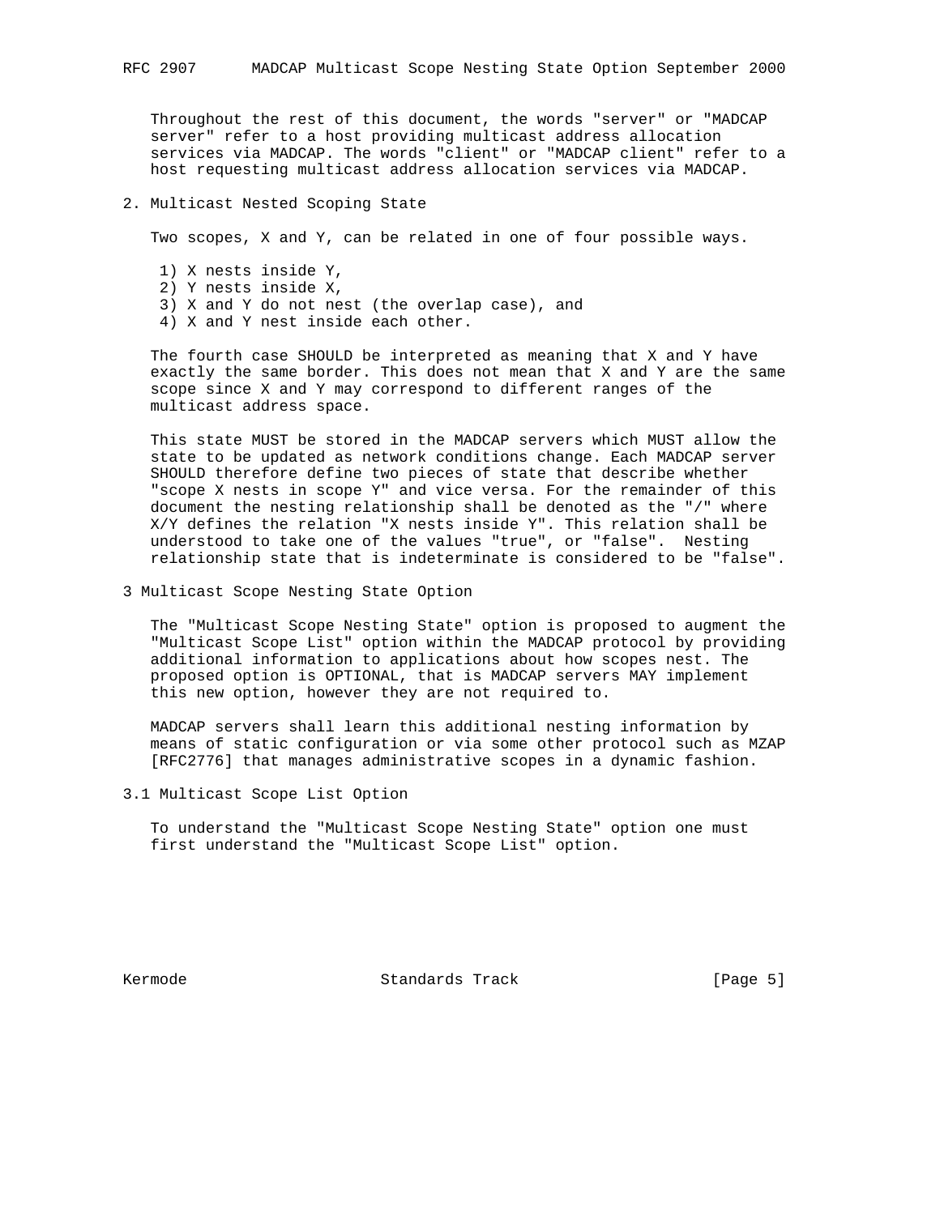Throughout the rest of this document, the words "server" or "MADCAP server" refer to a host providing multicast address allocation services via MADCAP. The words "client" or "MADCAP client" refer to a host requesting multicast address allocation services via MADCAP.

## 2. Multicast Nested Scoping State

Two scopes, X and Y, can be related in one of four possible ways.

1) X nests inside Y,
2) Y nests inside X,
3) X and Y do not nest (the overlap case), and
4) X and Y nest inside each other.

The fourth case SHOULD be interpreted as meaning that X and Y have exactly the same border. This does not mean that X and Y are the same scope since X and Y may correspond to different ranges of the multicast address space.

This state MUST be stored in the MADCAP servers which MUST allow the state to be updated as network conditions change. Each MADCAP server SHOULD therefore define two pieces of state that describe whether "scope X nests in scope Y" and vice versa. For the remainder of this document the nesting relationship shall be denoted as the "/" where X/Y defines the relation "X nests inside Y". This relation shall be understood to take one of the values "true", or "false". Nesting relationship state that is indeterminate is considered to be "false".

## 3 Multicast Scope Nesting State Option

The "Multicast Scope Nesting State" option is proposed to augment the "Multicast Scope List" option within the MADCAP protocol by providing additional information to applications about how scopes nest. The proposed option is OPTIONAL, that is MADCAP servers MAY implement this new option, however they are not required to.

MADCAP servers shall learn this additional nesting information by means of static configuration or via some other protocol such as MZAP [RFC2776] that manages administrative scopes in a dynamic fashion.

### 3.1 Multicast Scope List Option

To understand the "Multicast Scope Nesting State" option one must first understand the "Multicast Scope List" option.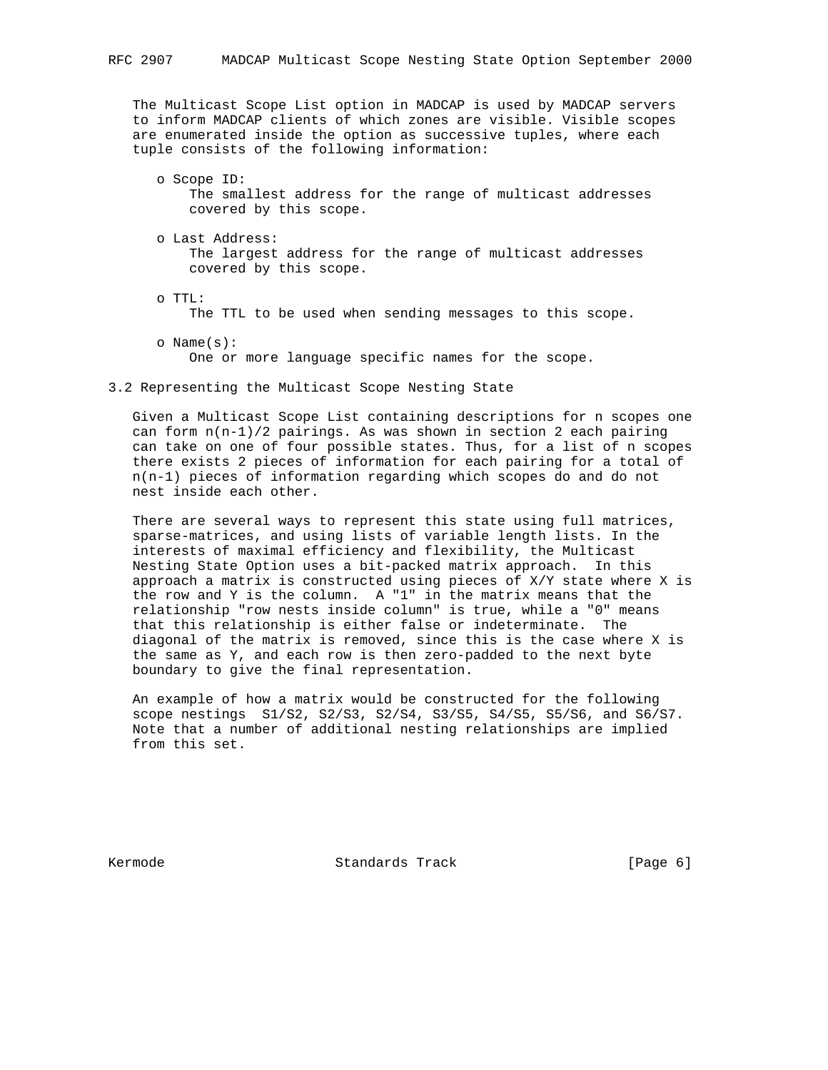The Multicast Scope List option in MADCAP is used by MADCAP servers to inform MADCAP clients of which zones are visible. Visible scopes are enumerated inside the option as successive tuples, where each tuple consists of the following information:

- Scope ID:
  The smallest address for the range of multicast addresses covered by this scope.

- Last Address:
  The largest address for the range of multicast addresses covered by this scope.

- TTL:
  The TTL to be used when sending messages to this scope.

- Name(s):
  One or more language specific names for the scope.

### 3.2 Representing the Multicast Scope Nesting State

Given a Multicast Scope List containing descriptions for n scopes one can form $n(n-1)/2$ pairings. As was shown in section 2 each pairing can take on one of four possible states. Thus, for a list of n scopes there exists 2 pieces of information for each pairing for a total of $n(n-1)$ pieces of information regarding which scopes do and do not nest inside each other.

There are several ways to represent this state using full matrices, sparse-matrices, and using lists of variable length lists. In the interests of maximal efficiency and flexibility, the Multicast Nesting State Option uses a bit-packed matrix approach. In this approach a matrix is constructed using pieces of X/Y state where X is the row and Y is the column. A "1" in the matrix means that the relationship "row nests inside column" is true, while a "0" means that this relationship is either false or indeterminate. The diagonal of the matrix is removed, since this is the case where X is the same as Y, and each row is then zero-padded to the next byte boundary to give the final representation.

An example of how a matrix would be constructed for the following scope nestings S1/S2, S2/S3, S2/S4, S3/S5, S4/S5, S5/S6, and S6/S7. Note that a number of additional nesting relationships are implied from this set.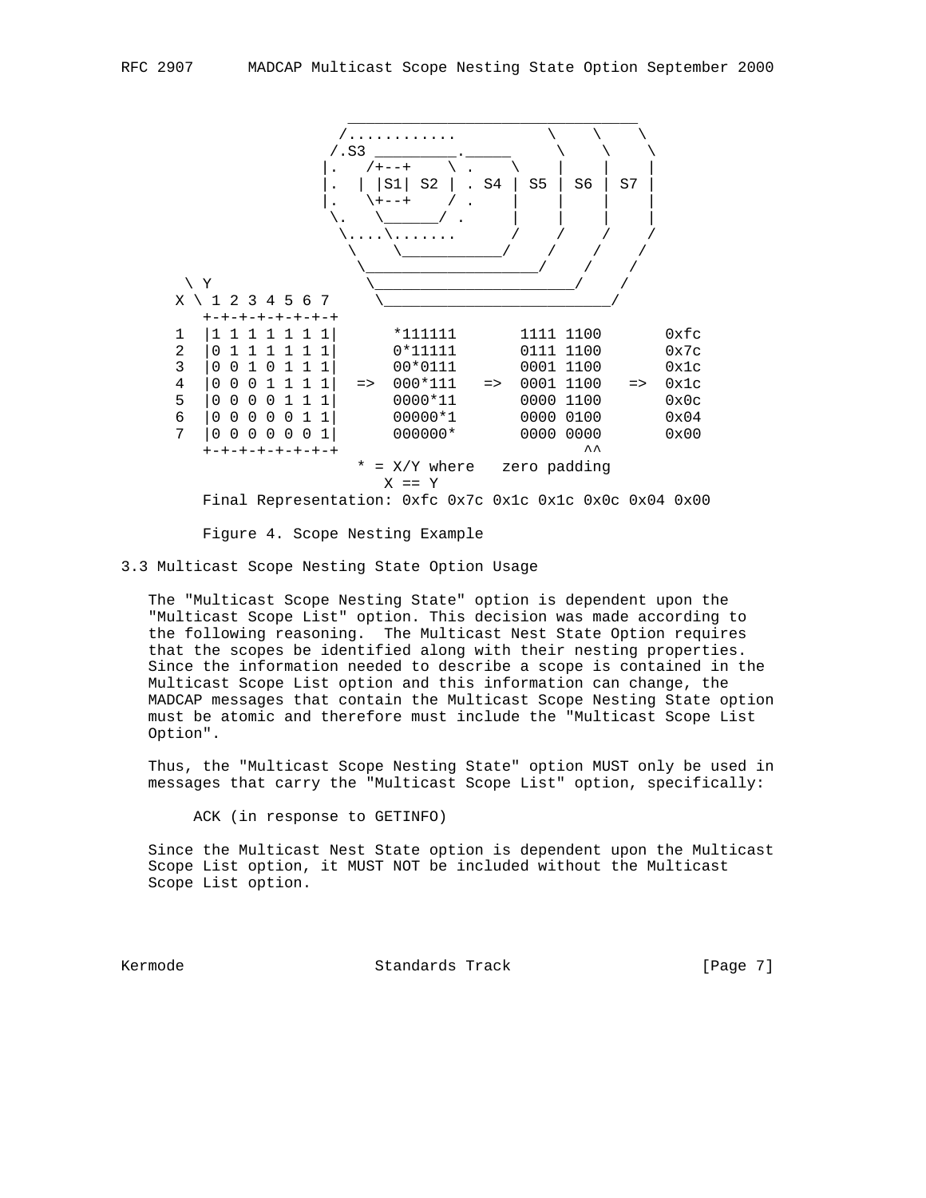```
                  _________________________________
                 /............          \     \     \
                /.S3 __________.______      \     \     \
               |.   /+--+    \ .     \     |     |     |
               |.  | |S1| S2 | . S4  | S5  | S6  | S7  |
               |.   \+--+    / .     |     |     |     |
                \.   \_______/ .     |     |     |     |
                 \....\.......      /     /     /     /
                  \    \____________/     /     /     /
                   \____________________/     /     /
     \ Y            \_______________________/     /
    X \ 1 2 3 4 5 6 7    \__________________________/
       +-+-+-+-+-+-+-+
    1  |1 1 1 1 1 1 1|      *111111       1111 1100       0xfc
    2  |0 1 1 1 1 1 1|      0*11111       0111 1100       0x7c
    3  |0 0 1 0 1 1 1|      00*0111       0001 1100       0x1c
    4  |0 0 0 1 1 1 1|  =>  000*111   =>  0001 1100   =>  0x1c
    5  |0 0 0 0 1 1 1|      0000*11       0000 1100       0x0c
    6  |0 0 0 0 0 1 1|      00000*1       0000 0100       0x04
    7  |0 0 0 0 0 0 1|      000000*       0000 0000       0x00
       +-+-+-+-+-+-+-+                           ^^
                         * = X/Y where   zero padding
                             X == Y
       Final Representation: 0xfc 0x7c 0x1c 0x1c 0x0c 0x04 0x00
```

Figure 4. Scope Nesting Example

### 3.3 Multicast Scope Nesting State Option Usage

The "Multicast Scope Nesting State" option is dependent upon the "Multicast Scope List" option. This decision was made according to the following reasoning. The Multicast Nest State Option requires that the scopes be identified along with their nesting properties. Since the information needed to describe a scope is contained in the Multicast Scope List option and this information can change, the MADCAP messages that contain the Multicast Scope Nesting State option must be atomic and therefore must include the "Multicast Scope List Option".

Thus, the "Multicast Scope Nesting State" option MUST only be used in messages that carry the "Multicast Scope List" option, specifically:

ACK (in response to GETINFO)

Since the Multicast Nest State option is dependent upon the Multicast Scope List option, it MUST NOT be included without the Multicast Scope List option.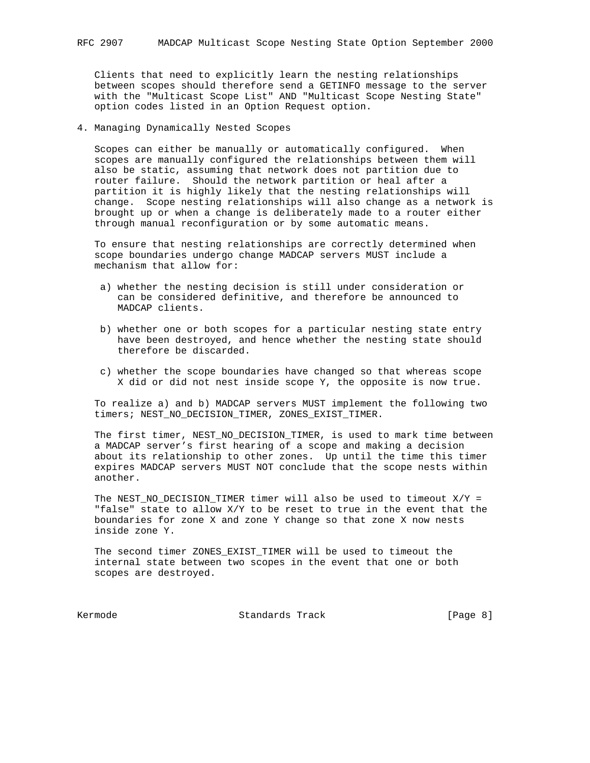Clients that need to explicitly learn the nesting relationships between scopes should therefore send a GETINFO message to the server with the "Multicast Scope List" AND "Multicast Scope Nesting State" option codes listed in an Option Request option.

## 4. Managing Dynamically Nested Scopes

Scopes can either be manually or automatically configured. When scopes are manually configured the relationships between them will also be static, assuming that network does not partition due to router failure. Should the network partition or heal after a partition it is highly likely that the nesting relationships will change. Scope nesting relationships will also change as a network is brought up or when a change is deliberately made to a router either through manual reconfiguration or by some automatic means.

To ensure that nesting relationships are correctly determined when scope boundaries undergo change MADCAP servers MUST include a mechanism that allow for:

a) whether the nesting decision is still under consideration or can be considered definitive, and therefore be announced to MADCAP clients.

b) whether one or both scopes for a particular nesting state entry have been destroyed, and hence whether the nesting state should therefore be discarded.

c) whether the scope boundaries have changed so that whereas scope X did or did not nest inside scope Y, the opposite is now true.

To realize a) and b) MADCAP servers MUST implement the following two timers; NEST_NO_DECISION_TIMER, ZONES_EXIST_TIMER.

The first timer, NEST_NO_DECISION_TIMER, is used to mark time between a MADCAP server's first hearing of a scope and making a decision about its relationship to other zones. Up until the time this timer expires MADCAP servers MUST NOT conclude that the scope nests within another.

The NEST_NO_DECISION_TIMER timer will also be used to timeout X/Y = "false" state to allow X/Y to be reset to true in the event that the boundaries for zone X and zone Y change so that zone X now nests inside zone Y.

The second timer ZONES_EXIST_TIMER will be used to timeout the internal state between two scopes in the event that one or both scopes are destroyed.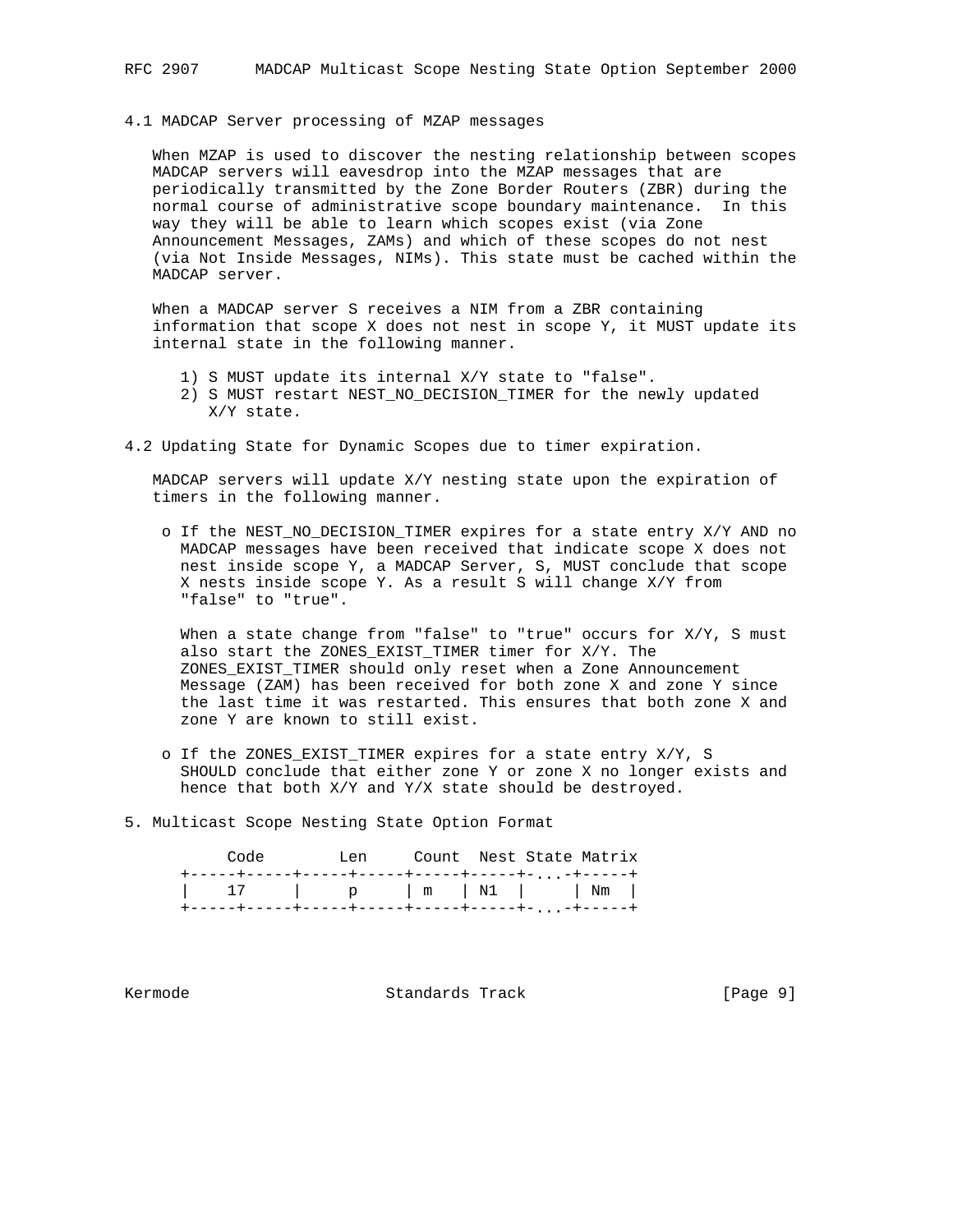### 4.1 MADCAP Server processing of MZAP messages

When MZAP is used to discover the nesting relationship between scopes MADCAP servers will eavesdrop into the MZAP messages that are periodically transmitted by the Zone Border Routers (ZBR) during the normal course of administrative scope boundary maintenance. In this way they will be able to learn which scopes exist (via Zone Announcement Messages, ZAMs) and which of these scopes do not nest (via Not Inside Messages, NIMs). This state must be cached within the MADCAP server.

When a MADCAP server S receives a NIM from a ZBR containing information that scope X does not nest in scope Y, it MUST update its internal state in the following manner.

1) S MUST update its internal X/Y state to "false".
2) S MUST restart NEST_NO_DECISION_TIMER for the newly updated X/Y state.

### 4.2 Updating State for Dynamic Scopes due to timer expiration.

MADCAP servers will update X/Y nesting state upon the expiration of timers in the following manner.

- If the NEST_NO_DECISION_TIMER expires for a state entry X/Y AND no MADCAP messages have been received that indicate scope X does not nest inside scope Y, a MADCAP Server, S, MUST conclude that scope X nests inside scope Y. As a result S will change X/Y from "false" to "true".

  When a state change from "false" to "true" occurs for X/Y, S must also start the ZONES_EXIST_TIMER timer for X/Y. The ZONES_EXIST_TIMER should only reset when a Zone Announcement Message (ZAM) has been received for both zone X and zone Y since the last time it was restarted. This ensures that both zone X and zone Y are known to still exist.

- If the ZONES_EXIST_TIMER expires for a state entry X/Y, S SHOULD conclude that either zone Y or zone X no longer exists and hence that both X/Y and Y/X state should be destroyed.

## 5. Multicast Scope Nesting State Option Format

```
      Code        Len     Count  Nest State Matrix
   +-----+-----+-----+-----+-----+-----+-...-+-----+
   |    17     |     p     | m   | N1  |     | Nm  |
   +-----+-----+-----+-----+-----+-----+-...-+-----+
```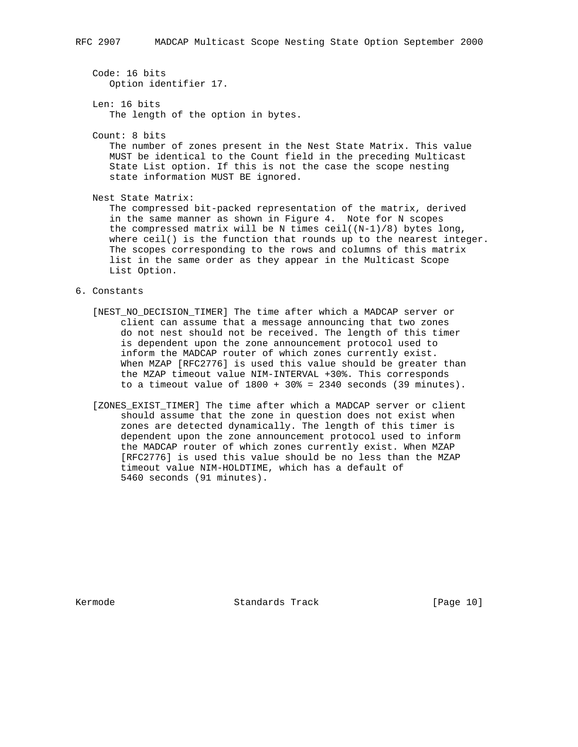Code: 16 bits
Option identifier 17.

Len: 16 bits
The length of the option in bytes.

Count: 8 bits
The number of zones present in the Nest State Matrix. This value MUST be identical to the Count field in the preceding Multicast State List option. If this is not the case the scope nesting state information MUST BE ignored.

Nest State Matrix:
The compressed bit-packed representation of the matrix, derived in the same manner as shown in Figure 4. Note for N scopes the compressed matrix will be N times ceil((N-1)/8) bytes long, where ceil() is the function that rounds up to the nearest integer. The scopes corresponding to the rows and columns of this matrix list in the same order as they appear in the Multicast Scope List Option.

## 6. Constants

[NEST_NO_DECISION_TIMER] The time after which a MADCAP server or client can assume that a message announcing that two zones do not nest should not be received. The length of this timer is dependent upon the zone announcement protocol used to inform the MADCAP router of which zones currently exist. When MZAP [RFC2776] is used this value should be greater than the MZAP timeout value NIM-INTERVAL +30%. This corresponds to a timeout value of 1800 + 30% = 2340 seconds (39 minutes).

[ZONES_EXIST_TIMER] The time after which a MADCAP server or client should assume that the zone in question does not exist when zones are detected dynamically. The length of this timer is dependent upon the zone announcement protocol used to inform the MADCAP router of which zones currently exist. When MZAP [RFC2776] is used this value should be no less than the MZAP timeout value NIM-HOLDTIME, which has a default of 5460 seconds (91 minutes).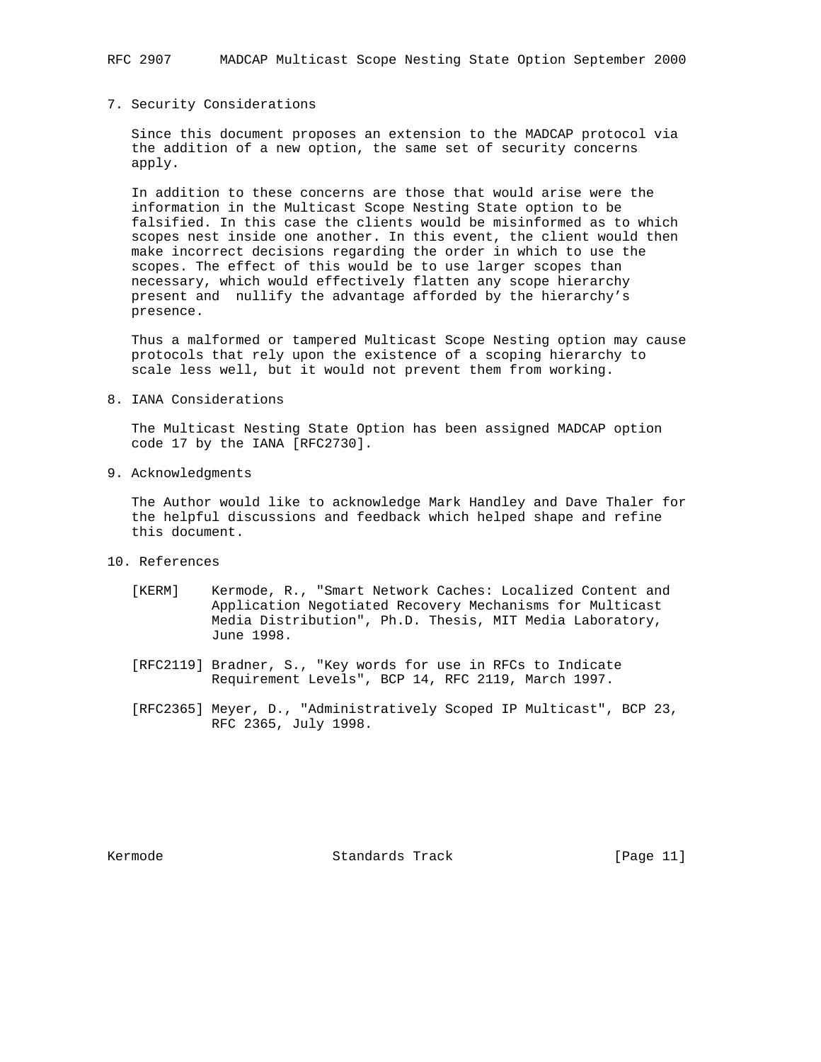## 7. Security Considerations

Since this document proposes an extension to the MADCAP protocol via the addition of a new option, the same set of security concerns apply.

In addition to these concerns are those that would arise were the information in the Multicast Scope Nesting State option to be falsified. In this case the clients would be misinformed as to which scopes nest inside one another. In this event, the client would then make incorrect decisions regarding the order in which to use the scopes. The effect of this would be to use larger scopes than necessary, which would effectively flatten any scope hierarchy present and nullify the advantage afforded by the hierarchy's presence.

Thus a malformed or tampered Multicast Scope Nesting option may cause protocols that rely upon the existence of a scoping hierarchy to scale less well, but it would not prevent them from working.

## 8. IANA Considerations

The Multicast Nesting State Option has been assigned MADCAP option code 17 by the IANA [RFC2730].

## 9. Acknowledgments

The Author would like to acknowledge Mark Handley and Dave Thaler for the helpful discussions and feedback which helped shape and refine this document.

## 10. References

[KERM] Kermode, R., "Smart Network Caches: Localized Content and Application Negotiated Recovery Mechanisms for Multicast Media Distribution", Ph.D. Thesis, MIT Media Laboratory, June 1998.

[RFC2119] Bradner, S., "Key words for use in RFCs to Indicate Requirement Levels", BCP 14, RFC 2119, March 1997.

[RFC2365] Meyer, D., "Administratively Scoped IP Multicast", BCP 23, RFC 2365, July 1998.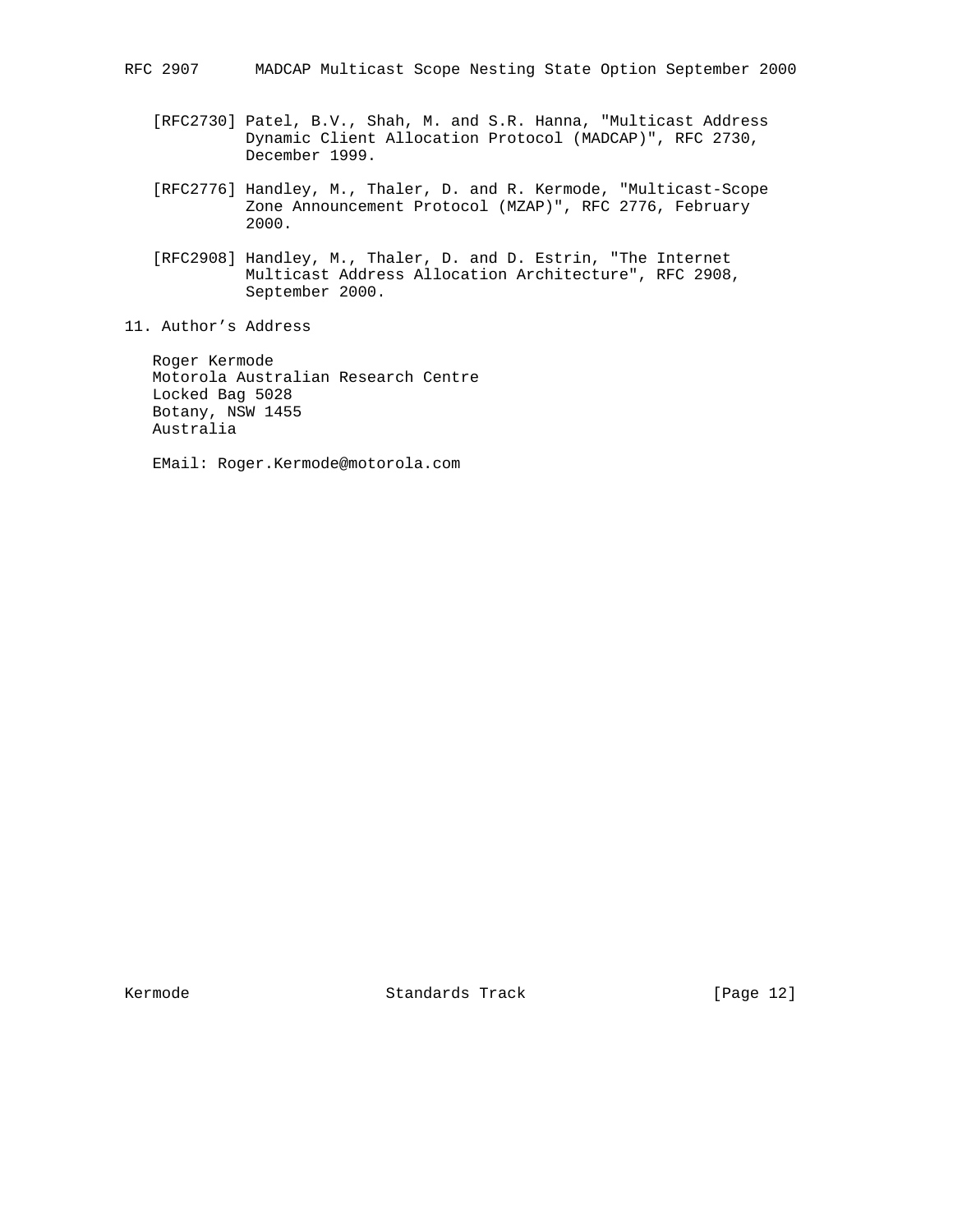[RFC2730] Patel, B.V., Shah, M. and S.R. Hanna, "Multicast Address Dynamic Client Allocation Protocol (MADCAP)", RFC 2730, December 1999.

[RFC2776] Handley, M., Thaler, D. and R. Kermode, "Multicast-Scope Zone Announcement Protocol (MZAP)", RFC 2776, February 2000.

[RFC2908] Handley, M., Thaler, D. and D. Estrin, "The Internet Multicast Address Allocation Architecture", RFC 2908, September 2000.

## 11. Author's Address

Roger Kermode
Motorola Australian Research Centre
Locked Bag 5028
Botany, NSW 1455
Australia

EMail: Roger.Kermode@motorola.com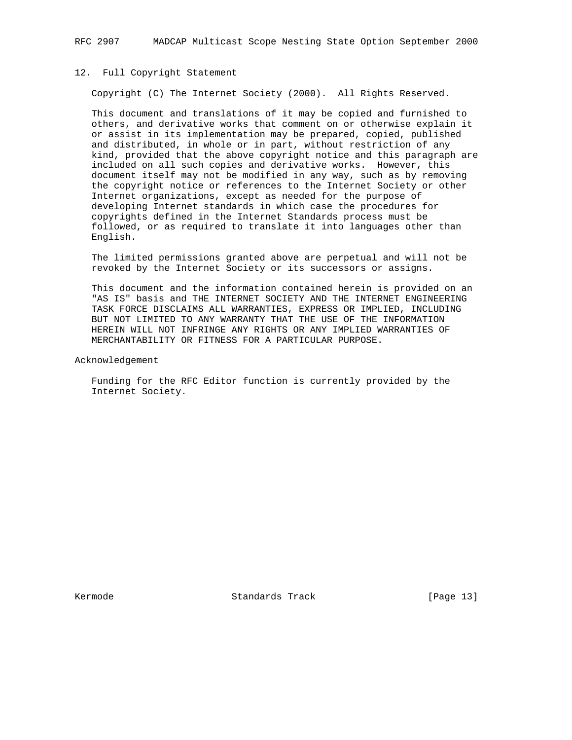## 12. Full Copyright Statement

Copyright (C) The Internet Society (2000). All Rights Reserved.

This document and translations of it may be copied and furnished to others, and derivative works that comment on or otherwise explain it or assist in its implementation may be prepared, copied, published and distributed, in whole or in part, without restriction of any kind, provided that the above copyright notice and this paragraph are included on all such copies and derivative works. However, this document itself may not be modified in any way, such as by removing the copyright notice or references to the Internet Society or other Internet organizations, except as needed for the purpose of developing Internet standards in which case the procedures for copyrights defined in the Internet Standards process must be followed, or as required to translate it into languages other than English.

The limited permissions granted above are perpetual and will not be revoked by the Internet Society or its successors or assigns.

This document and the information contained herein is provided on an "AS IS" basis and THE INTERNET SOCIETY AND THE INTERNET ENGINEERING TASK FORCE DISCLAIMS ALL WARRANTIES, EXPRESS OR IMPLIED, INCLUDING BUT NOT LIMITED TO ANY WARRANTY THAT THE USE OF THE INFORMATION HEREIN WILL NOT INFRINGE ANY RIGHTS OR ANY IMPLIED WARRANTIES OF MERCHANTABILITY OR FITNESS FOR A PARTICULAR PURPOSE.

## Acknowledgement

Funding for the RFC Editor function is currently provided by the Internet Society.